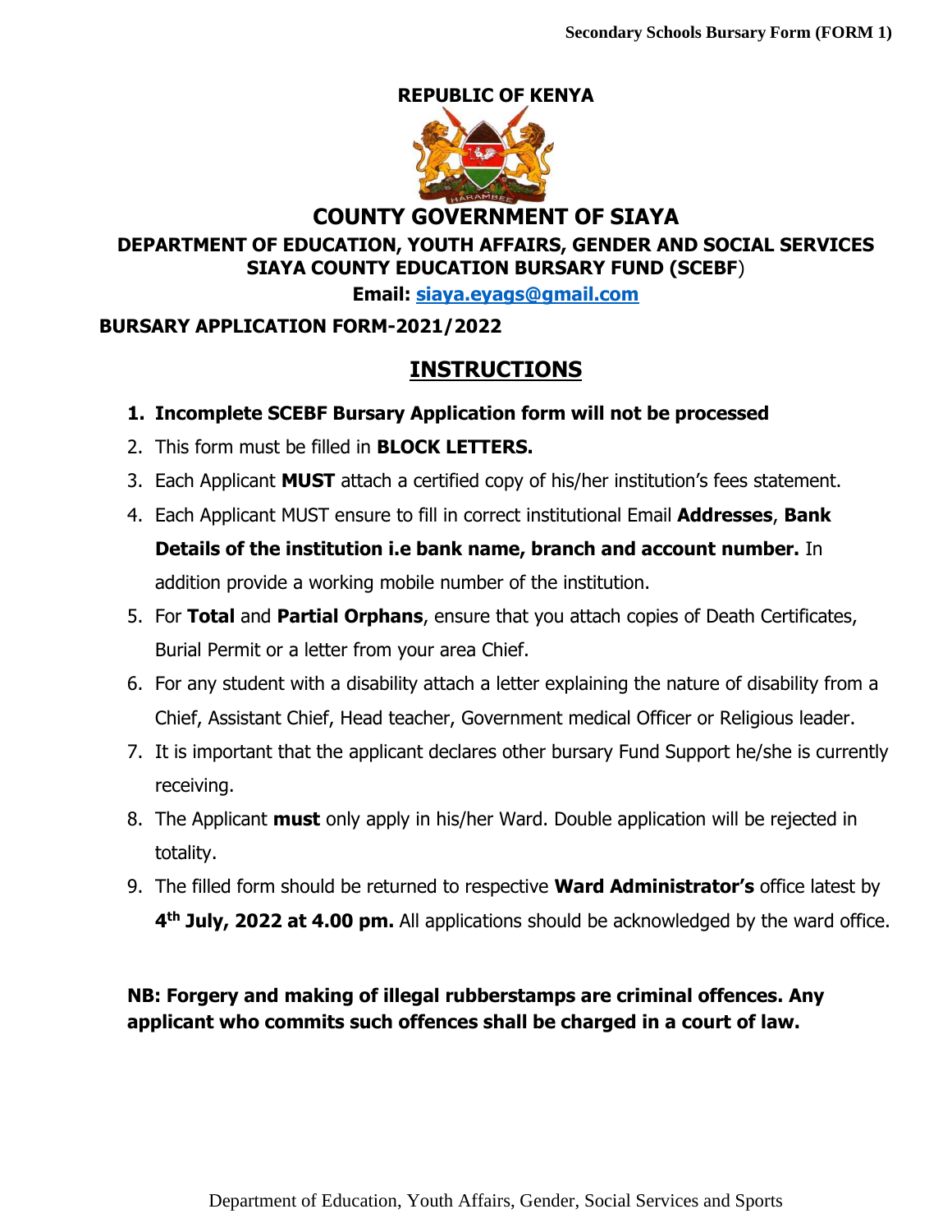**REPUBLIC OF KENYA**

# COUNTY GOVERNMENT OF SIAYA

## DEPARTMENT OF EDUCATION, YOUTH AFFAIRS, GENDER AND SOCIAL SERVICES
## SIAYA COUNTY EDUCATION BURSARY FUND (SCEBF)

**Email: siaya.eyags@gmail.com**

**BURSARY APPLICATION FORM-2021/2022**

## INSTRUCTIONS

1. **Incomplete SCEBF Bursary Application form will not be processed**
2. This form must be filled in **BLOCK LETTERS.**
3. Each Applicant **MUST** attach a certified copy of his/her institution's fees statement.
4. Each Applicant MUST ensure to fill in correct institutional Email **Addresses**, **Bank Details of the institution i.e bank name, branch and account number.** In addition provide a working mobile number of the institution.
5. For **Total** and **Partial Orphans**, ensure that you attach copies of Death Certificates, Burial Permit or a letter from your area Chief.
6. For any student with a disability attach a letter explaining the nature of disability from a Chief, Assistant Chief, Head teacher, Government medical Officer or Religious leader.
7. It is important that the applicant declares other bursary Fund Support he/she is currently receiving.
8. The Applicant **must** only apply in his/her Ward. Double application will be rejected in totality.
9. The filled form should be returned to respective **Ward Administrator's** office latest by **4th July, 2022 at 4.00 pm.** All applications should be acknowledged by the ward office.

**NB: Forgery and making of illegal rubberstamps are criminal offences. Any applicant who commits such offences shall be charged in a court of law.**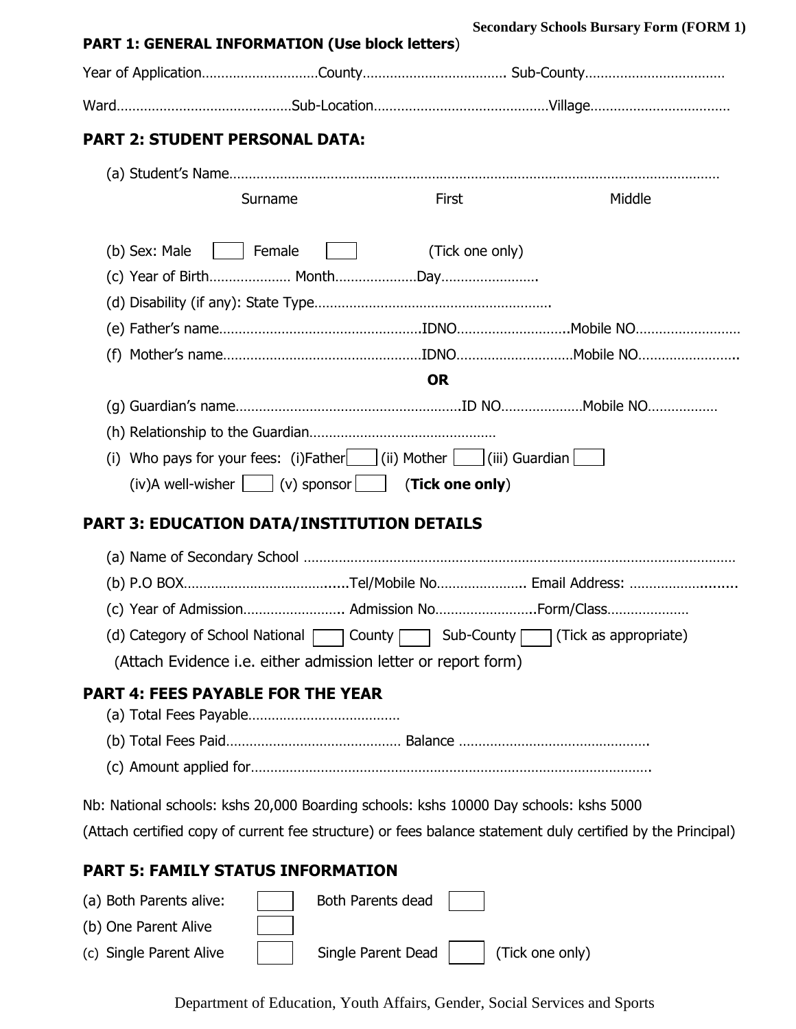Secondary Schools Bursary Form (FORM 1)

**PART 1: GENERAL INFORMATION (Use block letters**)

Year of Application………………………… County………………………………. Sub-County………………………………

Ward………………………………………Sub-Location………………………………………Village………………………………

**PART 2: STUDENT PERSONAL DATA:**

(a) Student's Name……………………………………………………………………………………………………………

Surname First Middle

(b) Sex: Male ☐ Female ☐ (Tick one only)

(c) Year of Birth………………… Month…………………Day…………………….

(d) Disability (if any): State Type…………………………………………………….

(e) Father's name…………………………………………….IDNO………………………..Mobile NO………………………

(f) Mother's name…………………………………………….IDNO…………………………Mobile NO……………………..

**OR**

(g) Guardian's name………………………………………………….ID NO…………………Mobile NO………………

(h) Relationship to the Guardian…………………………………………

(i) Who pays for your fees: (i)Father ☐ (ii) Mother ☐ (iii) Guardian ☐ (iv)A well-wisher ☐ (v) sponsor ☐ (**Tick one only**)

**PART 3: EDUCATION DATA/INSTITUTION DETAILS**

(a) Name of Secondary School ……………………………………………………………………………………………

(b) P.O BOX…………………………………......Tel/Mobile No…………………. Email Address: ………………........

(c) Year of Admission…………………….. Admission No……………………..Form/Class…………………

(d) Category of School National ☐ County ☐ Sub-County ☐ (Tick as appropriate)

(Attach Evidence i.e. either admission letter or report form)

**PART 4: FEES PAYABLE FOR THE YEAR**

(a) Total Fees Payable…………………………………

(b) Total Fees Paid……………………………………… Balance ………………………………………….

(c) Amount applied for…………………………………………………………………………………….

Nb: National schools: kshs 20,000 Boarding schools: kshs 10000 Day schools: kshs 5000

(Attach certified copy of current fee structure) or fees balance statement duly certified by the Principal)

**PART 5: FAMILY STATUS INFORMATION**

(a) Both Parents alive: ☐ Both Parents dead ☐

(b) One Parent Alive ☐

(c) Single Parent Alive ☐ Single Parent Dead ☐ (Tick one only)

Department of Education, Youth Affairs, Gender, Social Services and Sports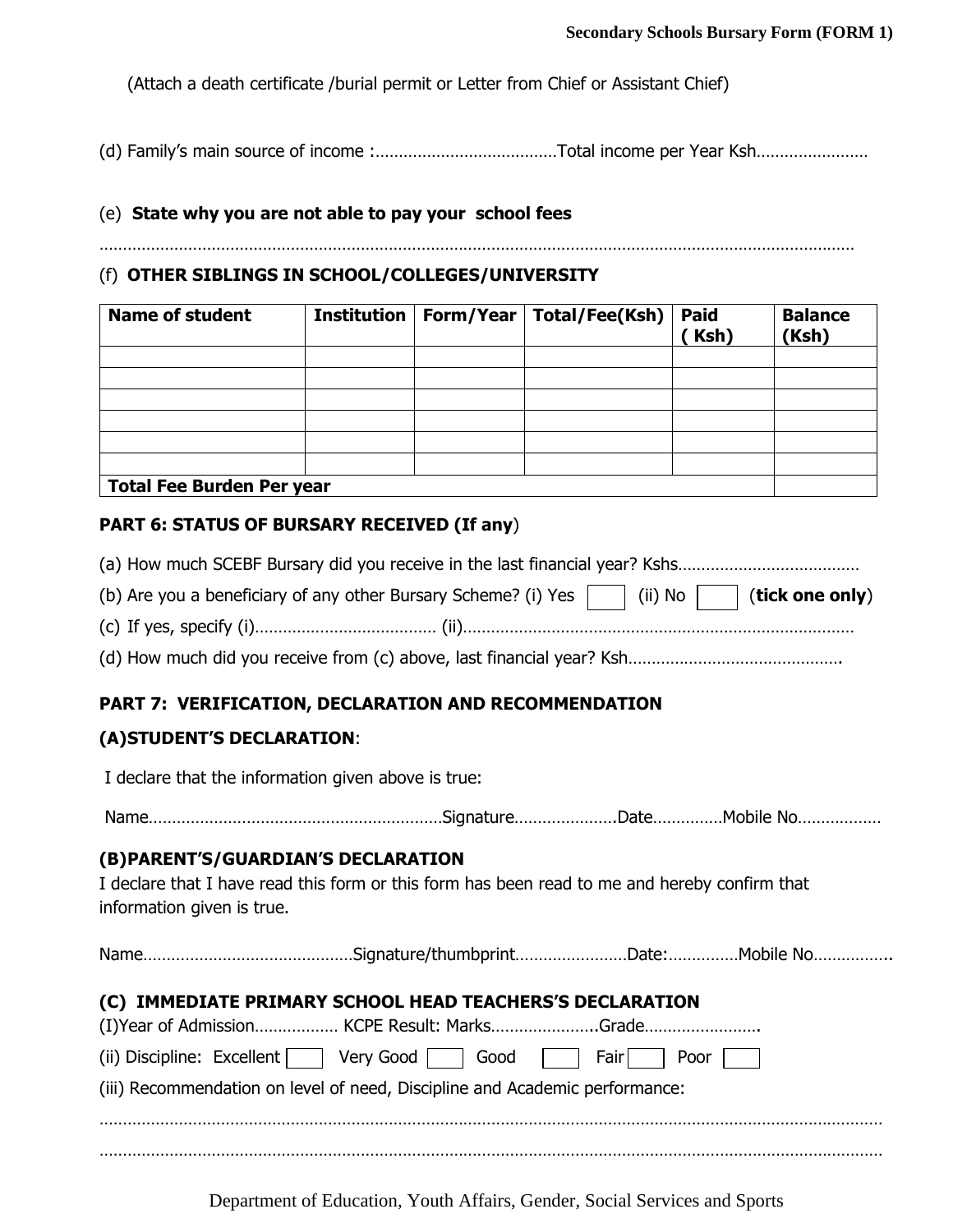(Attach a death certificate /burial permit or Letter from Chief or Assistant Chief)

(d) Family's main source of income :…………………………………Total income per Year Ksh……………………

(e) **State why you are not able to pay your school fees**

…………………………………………………………………………………………………………………………………………

(f) **OTHER SIBLINGS IN SCHOOL/COLLEGES/UNIVERSITY**

| **Name of student** | **Institution** | **Form/Year** | **Total/Fee(Ksh)** | **Paid ( Ksh)** | **Balance (Ksh)** |
|---|---|---|---|---|---|
| | | | | | |
| | | | | | |
| | | | | | |
| | | | | | |
| | | | | | |
| | | | | | |
| **Total Fee Burden Per year** | | | | | |

**PART 6: STATUS OF BURSARY RECEIVED (If any)**

(a) How much SCEBF Bursary did you receive in the last financial year? Kshs…………………………………

(b) Are you a beneficiary of any other Bursary Scheme? (i) Yes ☐ (ii) No ☐ (**tick one only**)

(c) If yes, specify (i)………………………………… (ii)…………………………………………………………………………

(d) How much did you receive from (c) above, last financial year? Ksh……………………………………….

**PART 7: VERIFICATION, DECLARATION AND RECOMMENDATION**

**(A)STUDENT'S DECLARATION**:

I declare that the information given above is true:

Name………………………………………………………Signature………………….Date……………Mobile No………………

**(B)PARENT'S/GUARDIAN'S DECLARATION**

I declare that I have read this form or this form has been read to me and hereby confirm that information given is true.

Name………………………………………Signature/thumbprint……………………Date:……………Mobile No…………….

**(C) IMMEDIATE PRIMARY SCHOOL HEAD TEACHERS'S DECLARATION**

(I)Year of Admission……………… KCPE Result: Marks…………………..Grade…………………….

(ii) Discipline: Excellent ☐ Very Good ☐ Good ☐ Fair ☐ Poor ☐

(iii) Recommendation on level of need, Discipline and Academic performance:

……………………………………………………………………………………………………………………………………………

……………………………………………………………………………………………………………………………………………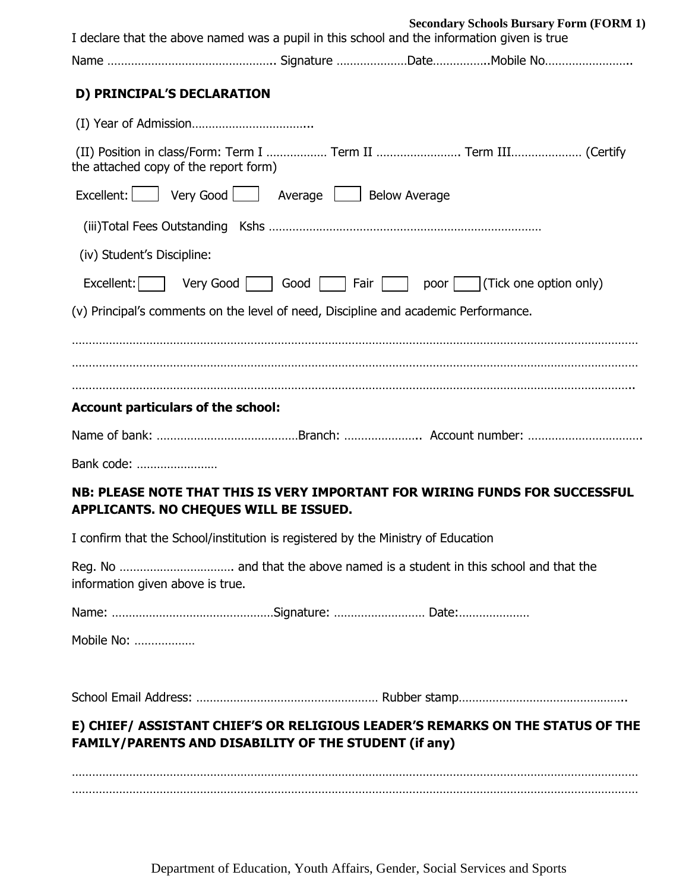I declare that the above named was a pupil in this school and the information given is true

Name ………………………………………….. Signature …………………Date……………..Mobile No……………………..

**D) PRINCIPAL'S DECLARATION**

(I) Year of Admission……………………………...

(II) Position in class/Form: Term I ……………… Term II ……………………. Term III………………… (Certify the attached copy of the report form)

Excellent: ☐ Very Good ☐ Average ☐ Below Average

(iii)Total Fees Outstanding Kshs ………………………………………………………………………

(iv) Student's Discipline:

Excellent: ☐ Very Good ☐ Good ☐ Fair ☐ poor ☐ (Tick one option only)

(v) Principal's comments on the level of need, Discipline and academic Performance.

………………………………………………………………………………………………………………………………………………
………………………………………………………………………………………………………………………………………………
………………………………………………………………………………………………………………………………………………..

**Account particulars of the school:**

Name of bank: ……………………………………Branch: ………………….. Account number: …………………………….

Bank code: ……………………

**NB: PLEASE NOTE THAT THIS IS VERY IMPORTANT FOR WIRING FUNDS FOR SUCCESSFUL APPLICANTS. NO CHEQUES WILL BE ISSUED.**

I confirm that the School/institution is registered by the Ministry of Education

Reg. No ……………………………. and that the above named is a student in this school and that the information given above is true.

Name: …………………………………………Signature: ……………………… Date:…………………

Mobile No: ………………

School Email Address: ……………………………………………… Rubber stamp…………………………………………..

**E) CHIEF/ ASSISTANT CHIEF'S OR RELIGIOUS LEADER'S REMARKS ON THE STATUS OF THE FAMILY/PARENTS AND DISABILITY OF THE STUDENT (if any)**

………………………………………………………………………………………………………………………………………………
………………………………………………………………………………………………………………………………………………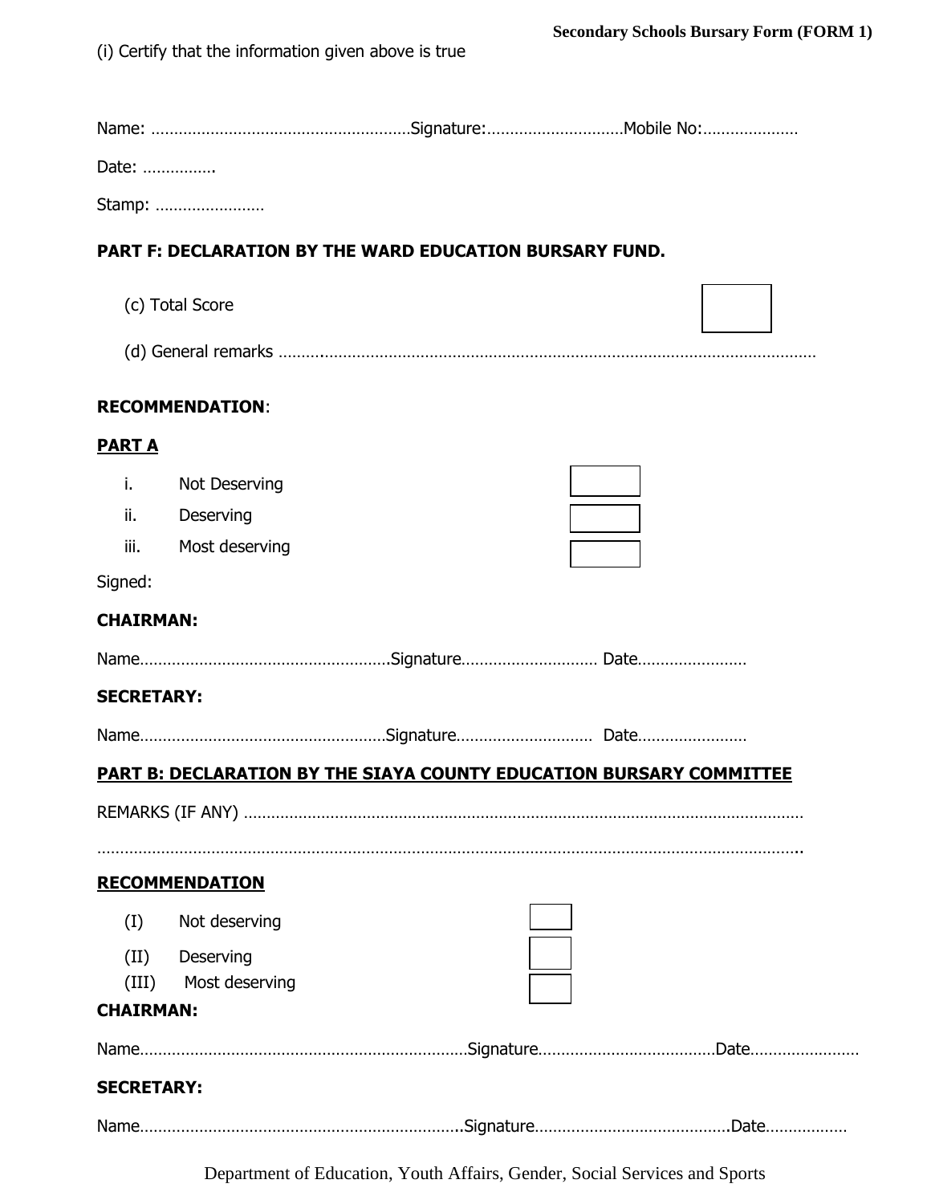(i) Certify that the information given above is true

Name: ………………………………………………Signature:…………………………Mobile No:…………………

Date: …………….

Stamp: ……………………

**PART F: DECLARATION BY THE WARD EDUCATION BURSARY FUND.**

(c) Total Score

(d) General remarks ………………………………………………………………………………………………………

**RECOMMENDATION**:

**PART A**

i. Not Deserving
ii. Deserving
iii. Most deserving

Signed:

**CHAIRMAN:**

Name……………………………………………….Signature………………………… Date……………………

**SECRETARY:**

Name……………………………………………….Signature………………………… Date……………………

**PART B: DECLARATION BY THE SIAYA COUNTY EDUCATION BURSARY COMMITTEE**

REMARKS (IF ANY) ………………………………………………………………………………………………………

……………………………………………………………………………………………………………………………..

**RECOMMENDATION**

(I) Not deserving
(II) Deserving
(III) Most deserving

**CHAIRMAN:**

Name……………………………………………………………Signature…………………………………Date……………………

**SECRETARY:**

Name…………………………………………………………..Signature…………………………………….Date………………

Department of Education, Youth Affairs, Gender, Social Services and Sports